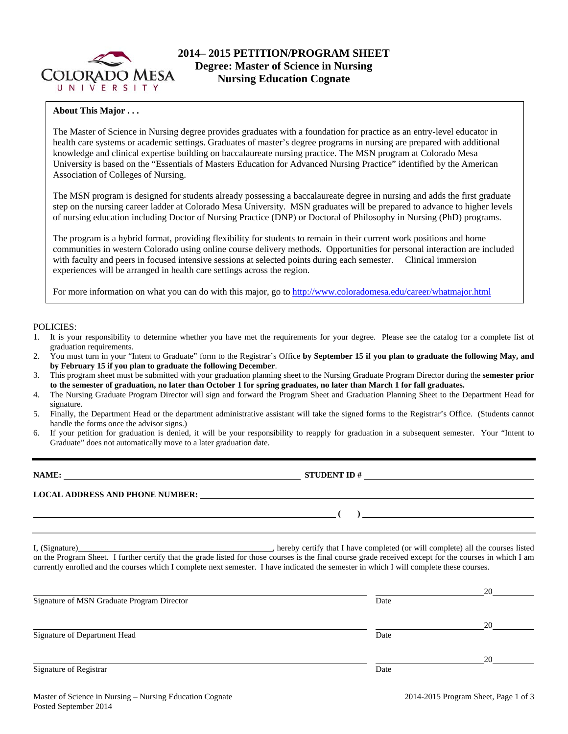# 2014– 2015 PETITION/PROGRAM SHEET
## Degree: Master of Science in Nursing
## Nursing Education Cognate

**About This Major . . .**

The Master of Science in Nursing degree provides graduates with a foundation for practice as an entry-level educator in health care systems or academic settings. Graduates of master's degree programs in nursing are prepared with additional knowledge and clinical expertise building on baccalaureate nursing practice. The MSN program at Colorado Mesa University is based on the "Essentials of Masters Education for Advanced Nursing Practice" identified by the American Association of Colleges of Nursing.

The MSN program is designed for students already possessing a baccalaureate degree in nursing and adds the first graduate step on the nursing career ladder at Colorado Mesa University. MSN graduates will be prepared to advance to higher levels of nursing education including Doctor of Nursing Practice (DNP) or Doctoral of Philosophy in Nursing (PhD) programs.

The program is a hybrid format, providing flexibility for students to remain in their current work positions and home communities in western Colorado using online course delivery methods. Opportunities for personal interaction are included with faculty and peers in focused intensive sessions at selected points during each semester. Clinical immersion experiences will be arranged in health care settings across the region.

For more information on what you can do with this major, go to http://www.coloradomesa.edu/career/whatmajor.html

POLICIES:

1. It is your responsibility to determine whether you have met the requirements for your degree. Please see the catalog for a complete list of graduation requirements.
2. You must turn in your "Intent to Graduate" form to the Registrar's Office **by September 15 if you plan to graduate the following May, and by February 15 if you plan to graduate the following December**.
3. This program sheet must be submitted with your graduation planning sheet to the Nursing Graduate Program Director during the **semester prior to the semester of graduation, no later than October 1 for spring graduates, no later than March 1 for fall graduates.**
4. The Nursing Graduate Program Director will sign and forward the Program Sheet and Graduation Planning Sheet to the Department Head for signature.
5. Finally, the Department Head or the department administrative assistant will take the signed forms to the Registrar's Office. (Students cannot handle the forms once the advisor signs.)
6. If your petition for graduation is denied, it will be your responsibility to reapply for graduation in a subsequent semester. Your "Intent to Graduate" does not automatically move to a later graduation date.

---

**NAME:** ____________________ **STUDENT ID #** ____________________

**LOCAL ADDRESS AND PHONE NUMBER:** ____________________

____________________ ( ) ____________________

I, (Signature)____________________, hereby certify that I have completed (or will complete) all the courses listed on the Program Sheet. I further certify that the grade listed for those courses is the final course grade received except for the courses in which I am currently enrolled and the courses which I complete next semester. I have indicated the semester in which I will complete these courses.

____________________ ____________________20________
Signature of MSN Graduate Program Director Date

____________________ ____________________20________
Signature of Department Head Date

____________________ ____________________20________
Signature of Registrar Date

Master of Science in Nursing – Nursing Education Cognate
Posted September 2014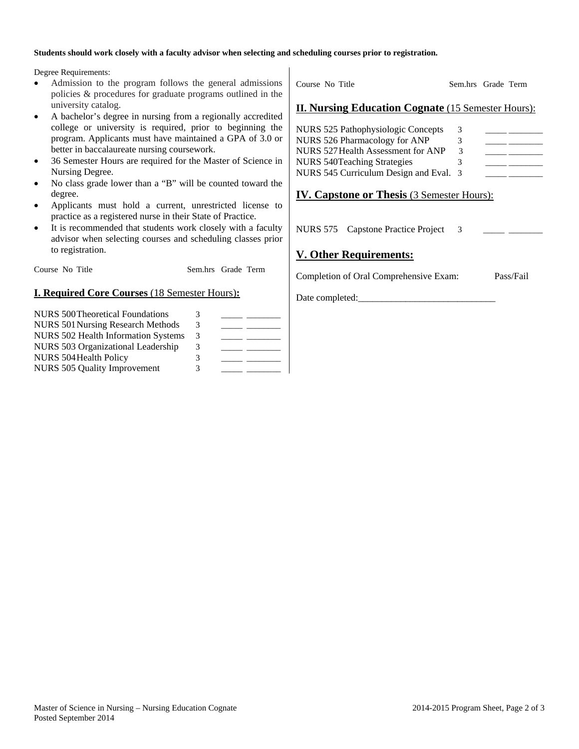**Students should work closely with a faculty advisor when selecting and scheduling courses prior to registration.**

Degree Requirements:

- Admission to the program follows the general admissions policies & procedures for graduate programs outlined in the university catalog.
- A bachelor's degree in nursing from a regionally accredited college or university is required, prior to beginning the program. Applicants must have maintained a GPA of 3.0 or better in baccalaureate nursing coursework.
- 36 Semester Hours are required for the Master of Science in Nursing Degree.
- No class grade lower than a "B" will be counted toward the degree.
- Applicants must hold a current, unrestricted license to practice as a registered nurse in their State of Practice.
- It is recommended that students work closely with a faculty advisor when selecting courses and scheduling classes prior to registration.

## I. Required Core Courses (18 Semester Hours):

| Course No | Title | Sem.hrs | Grade | Term |
|---|---|---|---|---|
| NURS 500 | Theoretical Foundations | 3 | _____ | ________ |
| NURS 501 | Nursing Research Methods | 3 | _____ | ________ |
| NURS 502 | Health Information Systems | 3 | _____ | ________ |
| NURS 503 | Organizational Leadership | 3 | _____ | ________ |
| NURS 504 | Health Policy | 3 | _____ | ________ |
| NURS 505 | Quality Improvement | 3 | _____ | ________ |

## II. Nursing Education Cognate (15 Semester Hours):

| Course No | Title | Sem.hrs | Grade | Term |
|---|---|---|---|---|
| NURS 525 | Pathophysiologic Concepts | 3 | _____ | ________ |
| NURS 526 | Pharmacology for ANP | 3 | _____ | ________ |
| NURS 527 | Health Assessment for ANP | 3 | _____ | ________ |
| NURS 540 | Teaching Strategies | 3 | _____ | ________ |
| NURS 545 | Curriculum Design and Eval. | 3 | _____ | ________ |

## IV. Capstone or Thesis (3 Semester Hours):

| Course No | Title | Sem.hrs | Grade | Term |
|---|---|---|---|---|
| NURS 575 | Capstone Practice Project | 3 | _____ | ________ |

## V. Other Requirements:

Completion of Oral Comprehensive Exam: Pass/Fail

Date completed:______________________________

Master of Science in Nursing – Nursing Education Cognate
Posted September 2014

2014-2015 Program Sheet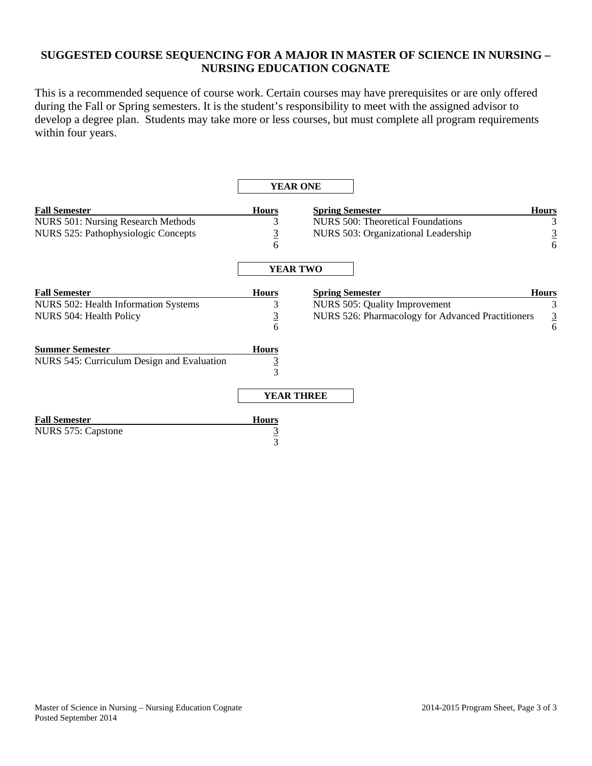**SUGGESTED COURSE SEQUENCING FOR A MAJOR IN MASTER OF SCIENCE IN NURSING – NURSING EDUCATION COGNATE**

This is a recommended sequence of course work. Certain courses may have prerequisites or are only offered during the Fall or Spring semesters. It is the student's responsibility to meet with the assigned advisor to develop a degree plan. Students may take more or less courses, but must complete all program requirements within four years.

**YEAR ONE**

| Fall Semester | Hours | Spring Semester | Hours |
|---|---|---|---|
| NURS 501: Nursing Research Methods | 3 | NURS 500: Theoretical Foundations | 3 |
| NURS 525: Pathophysiologic Concepts | 3 | NURS 503: Organizational Leadership | 3 |
| | 6 | | 6 |

**YEAR TWO**

| Fall Semester | Hours | Spring Semester | Hours |
|---|---|---|---|
| NURS 502: Health Information Systems | 3 | NURS 505: Quality Improvement | 3 |
| NURS 504: Health Policy | 3 | NURS 526: Pharmacology for Advanced Practitioners | 3 |
| | 6 | | 6 |

| Summer Semester | Hours |
|---|---|
| NURS 545: Curriculum Design and Evaluation | 3 |
| | 3 |

**YEAR THREE**

| Fall Semester | Hours |
|---|---|
| NURS 575: Capstone | 3 |
| | 3 |